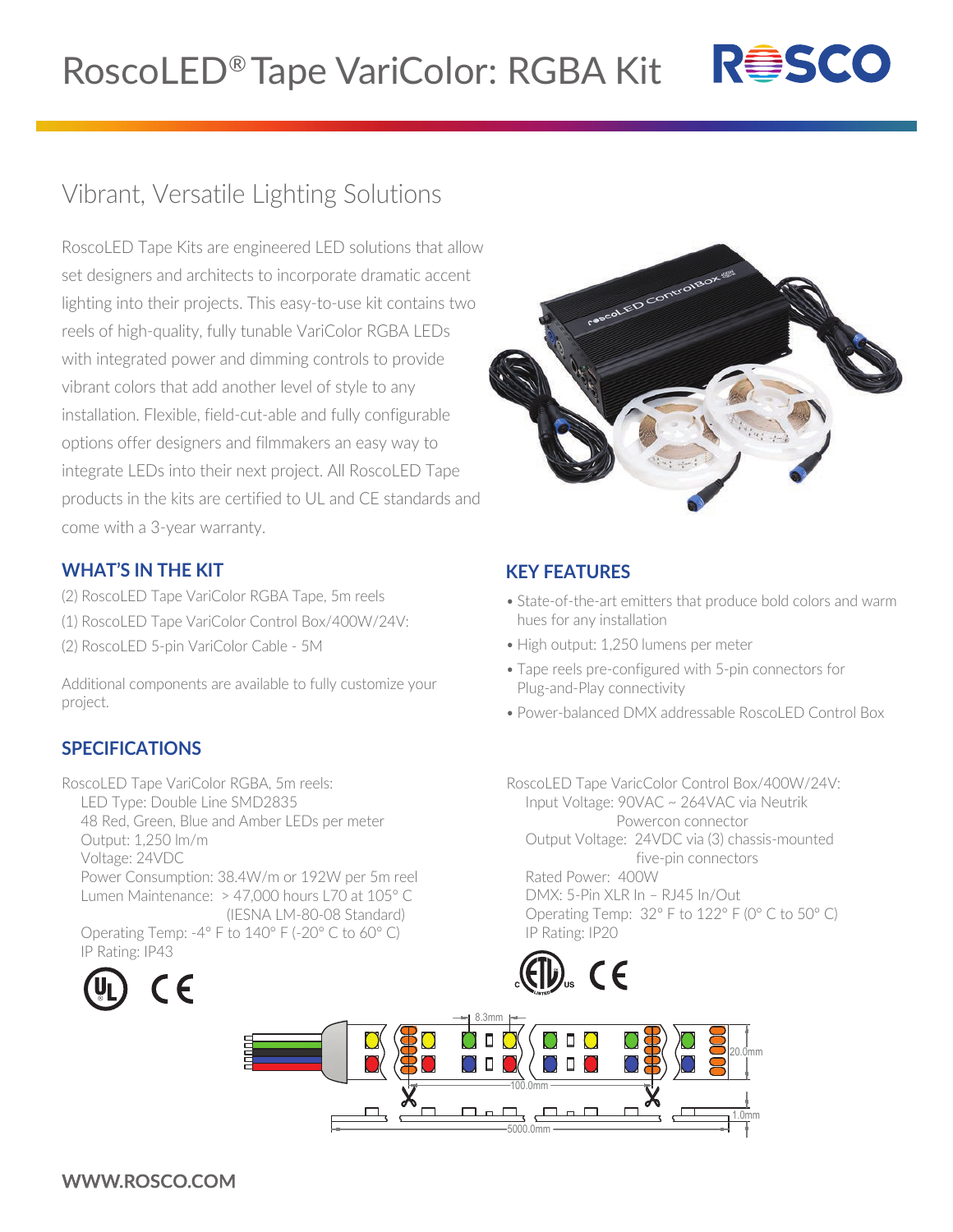# RoscoLED® Tape VariColor: RGBA Kit

## Vibrant, Versatile Lighting Solutions

RoscoLED Tape Kits are engineered LED solutions that allow set designers and architects to incorporate dramatic accent lighting into their projects. This easy-to-use kit contains two reels of high-quality, fully tunable VariColor RGBA LEDs with integrated power and dimming controls to provide vibrant colors that add another level of style to any installation. Flexible, field-cut-able and fully configurable options offer designers and filmmakers an easy way to integrate LEDs into their next project. All RoscoLED Tape products in the kits are certified to UL and CE standards and come with a 3-year warranty.

### WHAT'S IN THE KIT

(2) RoscoLED Tape VariColor RGBA Tape, 5m reels
(1) RoscoLED Tape VariColor Control Box/400W/24V:
(2) RoscoLED 5-pin VariColor Cable - 5M

Additional components are available to fully customize your project.

### KEY FEATURES

- State-of-the-art emitters that produce bold colors and warm hues for any installation
- High output: 1,250 lumens per meter
- Tape reels pre-configured with 5-pin connectors for Plug-and-Play connectivity
- Power-balanced DMX addressable RoscoLED Control Box

### SPECIFICATIONS

RoscoLED Tape VariColor RGBA, 5m reels:
- LED Type: Double Line SMD2835
- 48 Red, Green, Blue and Amber LEDs per meter
- Output: 1,250 lm/m
- Voltage: 24VDC
- Power Consumption: 38.4W/m or 192W per 5m reel
- Lumen Maintenance: > 47,000 hours L70 at 105° C (IESNA LM-80-08 Standard)
- Operating Temp: -4° F to 140° F (-20° C to 60° C)
- IP Rating: IP43

RoscoLED Tape VaricColor Control Box/400W/24V:
- Input Voltage: 90VAC ~ 264VAC via Neutrik Powercon connector
- Output Voltage: 24VDC via (3) chassis-mounted five-pin connectors
- Rated Power: 400W
- DMX: 5-Pin XLR In – RJ45 In/Out
- Operating Temp: 32° F to 122° F (0° C to 50° C)
- IP Rating: IP20

8.3mm
20.0mm
100.0mm
1.0mm
5000.0mm

WWW.ROSCO.COM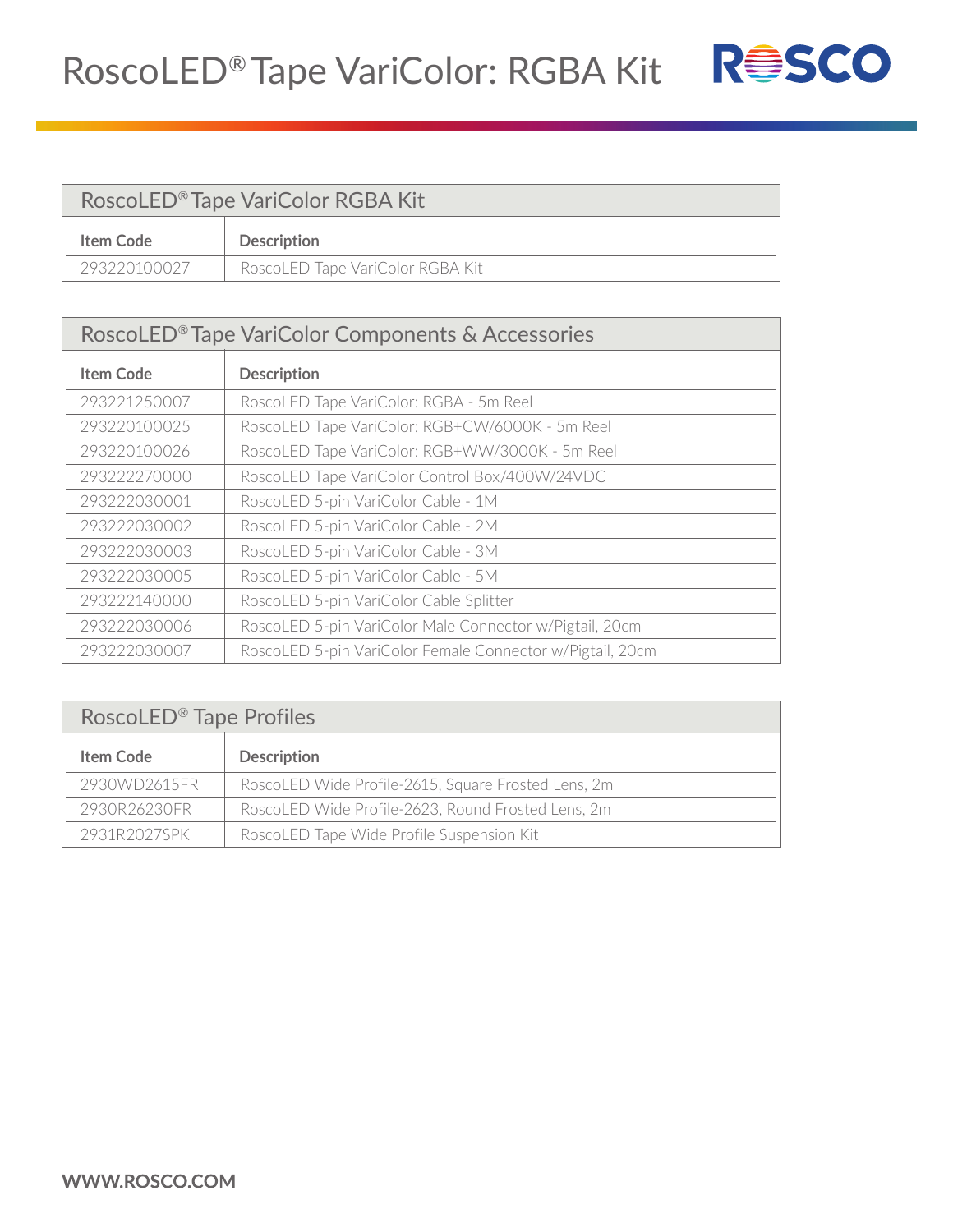# RoscoLED® Tape VariColor: RGBA Kit

| RoscoLED® Tape VariColor RGBA Kit | |
|---|---|
| **Item Code** | **Description** |
| 293220100027 | RoscoLED Tape VariColor RGBA Kit |

| RoscoLED® Tape VariColor Components & Accessories | |
|---|---|
| **Item Code** | **Description** |
| 293221250007 | RoscoLED Tape VariColor: RGBA - 5m Reel |
| 293220100025 | RoscoLED Tape VariColor: RGB+CW/6000K - 5m Reel |
| 293220100026 | RoscoLED Tape VariColor: RGB+WW/3000K - 5m Reel |
| 293222270000 | RoscoLED Tape VariColor Control Box/400W/24VDC |
| 293222030001 | RoscoLED 5-pin VariColor Cable - 1M |
| 293222030002 | RoscoLED 5-pin VariColor Cable - 2M |
| 293222030003 | RoscoLED 5-pin VariColor Cable - 3M |
| 293222030005 | RoscoLED 5-pin VariColor Cable - 5M |
| 293222140000 | RoscoLED 5-pin VariColor Cable Splitter |
| 293222030006 | RoscoLED 5-pin VariColor Male Connector w/Pigtail, 20cm |
| 293222030007 | RoscoLED 5-pin VariColor Female Connector w/Pigtail, 20cm |

| RoscoLED® Tape Profiles | |
|---|---|
| **Item Code** | **Description** |
| 2930WD2615FR | RoscoLED Wide Profile-2615, Square Frosted Lens, 2m |
| 2930R26230FR | RoscoLED Wide Profile-2623, Round Frosted Lens, 2m |
| 2931R2027SPK | RoscoLED Tape Wide Profile Suspension Kit |

**WWW.ROSCO.COM**